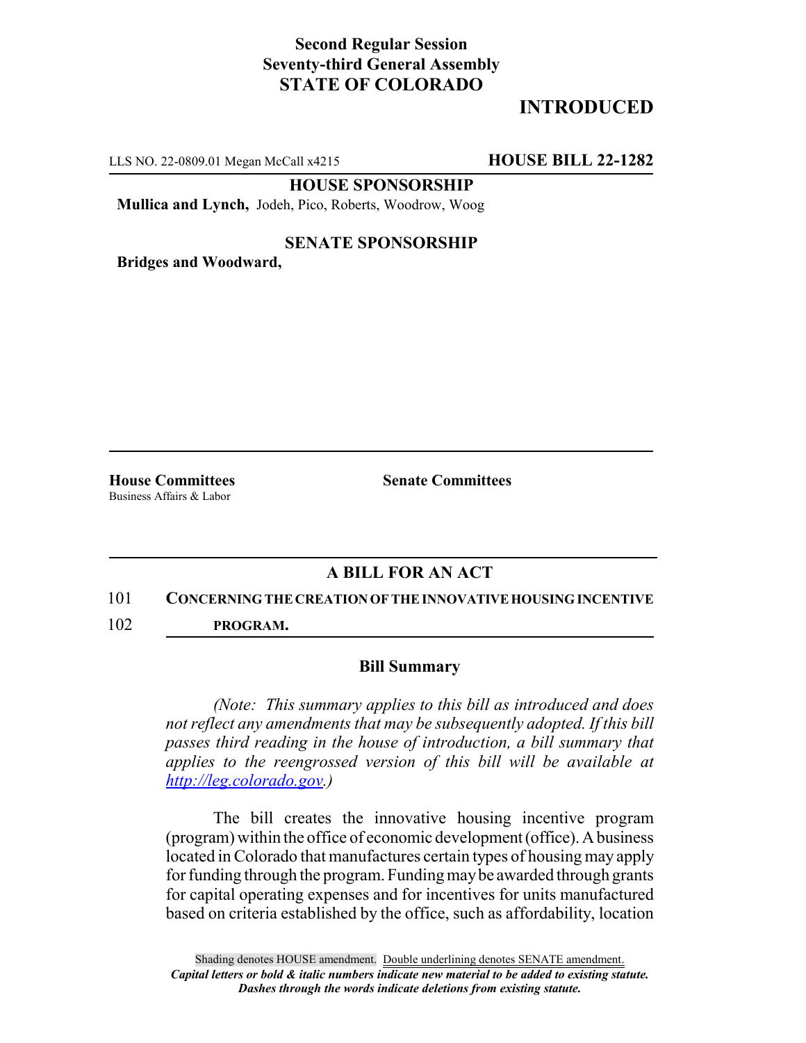**Second Regular Session**
**Seventy-third General Assembly**
**STATE OF COLORADO**

## INTRODUCED

LLS NO. 22-0809.01 Megan McCall x4215 **HOUSE BILL 22-1282**

**HOUSE SPONSORSHIP**

**Mullica and Lynch,** Jodeh, Pico, Roberts, Woodrow, Woog

**SENATE SPONSORSHIP**

**Bridges and Woodward,**

**House Committees**
Business Affairs & Labor

**Senate Committees**

### A BILL FOR AN ACT

101 **CONCERNING THE CREATION OF THE INNOVATIVE HOUSING INCENTIVE**
102 **PROGRAM.**

### Bill Summary

*(Note: This summary applies to this bill as introduced and does not reflect any amendments that may be subsequently adopted. If this bill passes third reading in the house of introduction, a bill summary that applies to the reengrossed version of this bill will be available at http://leg.colorado.gov.)*

The bill creates the innovative housing incentive program (program) within the office of economic development (office). A business located in Colorado that manufactures certain types of housing may apply for funding through the program. Funding may be awarded through grants for capital operating expenses and for incentives for units manufactured based on criteria established by the office, such as affordability, location

Shading denotes HOUSE amendment. Double underlining denotes SENATE amendment.
*Capital letters or bold & italic numbers indicate new material to be added to existing statute.*
*Dashes through the words indicate deletions from existing statute.*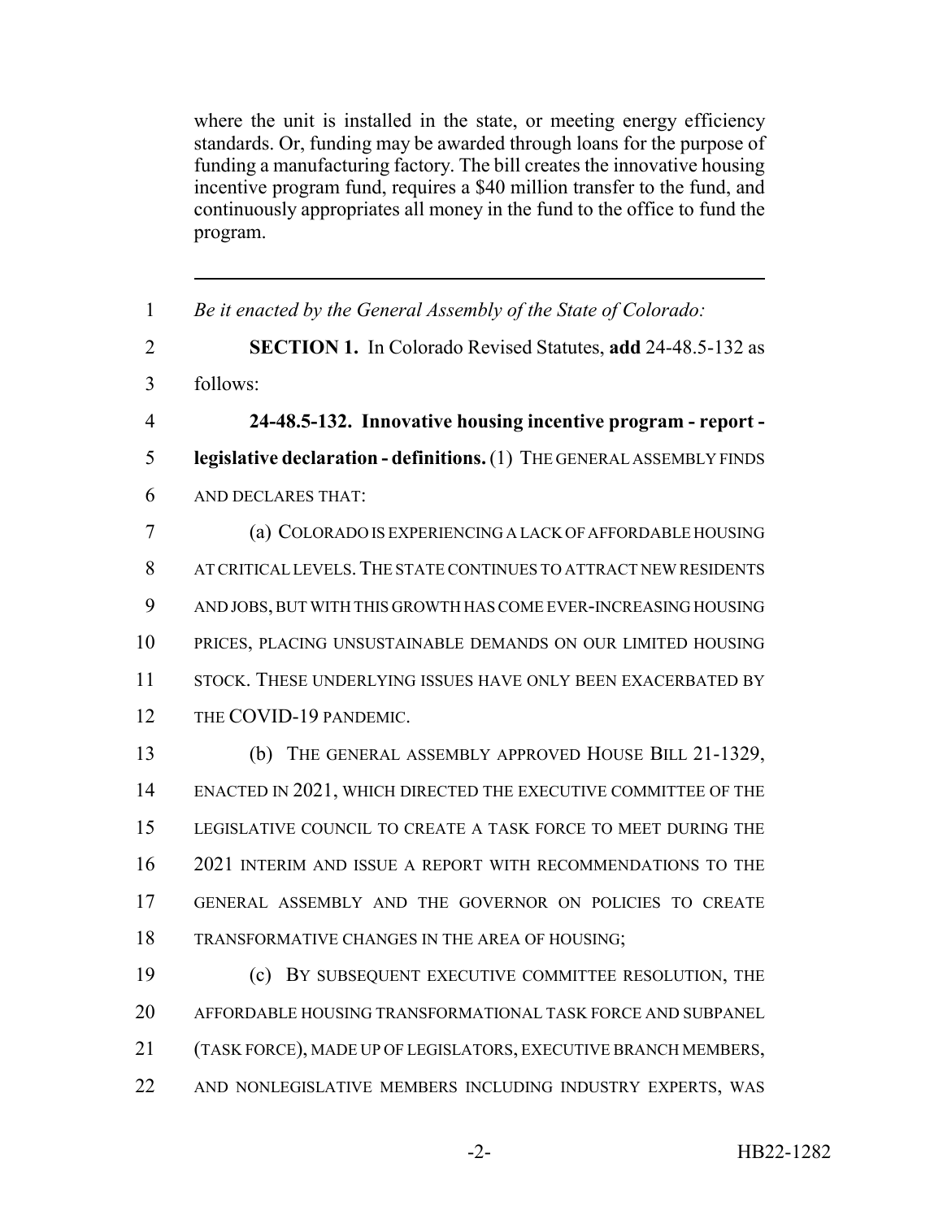where the unit is installed in the state, or meeting energy efficiency standards. Or, funding may be awarded through loans for the purpose of funding a manufacturing factory. The bill creates the innovative housing incentive program fund, requires a $40 million transfer to the fund, and continuously appropriates all money in the fund to the office to fund the program.

---

1 *Be it enacted by the General Assembly of the State of Colorado:*

2 **SECTION 1.** In Colorado Revised Statutes, **add** 24-48.5-132 as
3 follows:

4 **24-48.5-132. Innovative housing incentive program - report -**
5 **legislative declaration - definitions.** (1) THE GENERAL ASSEMBLY FINDS
6 AND DECLARES THAT:

7 (a) COLORADO IS EXPERIENCING A LACK OF AFFORDABLE HOUSING
8 AT CRITICAL LEVELS. THE STATE CONTINUES TO ATTRACT NEW RESIDENTS
9 AND JOBS, BUT WITH THIS GROWTH HAS COME EVER-INCREASING HOUSING
10 PRICES, PLACING UNSUSTAINABLE DEMANDS ON OUR LIMITED HOUSING
11 STOCK. THESE UNDERLYING ISSUES HAVE ONLY BEEN EXACERBATED BY
12 THE COVID-19 PANDEMIC.

13 (b) THE GENERAL ASSEMBLY APPROVED HOUSE BILL 21-1329,
14 ENACTED IN 2021, WHICH DIRECTED THE EXECUTIVE COMMITTEE OF THE
15 LEGISLATIVE COUNCIL TO CREATE A TASK FORCE TO MEET DURING THE
16 2021 INTERIM AND ISSUE A REPORT WITH RECOMMENDATIONS TO THE
17 GENERAL ASSEMBLY AND THE GOVERNOR ON POLICIES TO CREATE
18 TRANSFORMATIVE CHANGES IN THE AREA OF HOUSING;

19 (c) BY SUBSEQUENT EXECUTIVE COMMITTEE RESOLUTION, THE
20 AFFORDABLE HOUSING TRANSFORMATIONAL TASK FORCE AND SUBPANEL
21 (TASK FORCE), MADE UP OF LEGISLATORS, EXECUTIVE BRANCH MEMBERS,
22 AND NONLEGISLATIVE MEMBERS INCLUDING INDUSTRY EXPERTS, WAS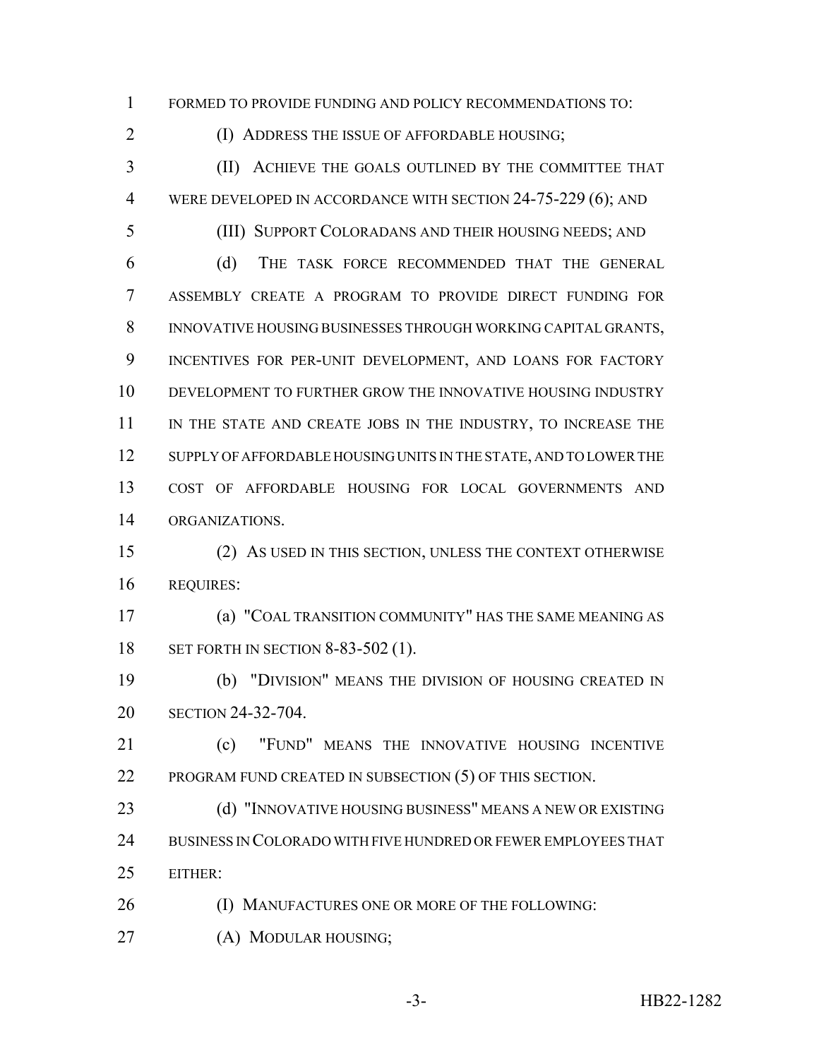FORMED TO PROVIDE FUNDING AND POLICY RECOMMENDATIONS TO:

(I) ADDRESS THE ISSUE OF AFFORDABLE HOUSING;

(II) ACHIEVE THE GOALS OUTLINED BY THE COMMITTEE THAT WERE DEVELOPED IN ACCORDANCE WITH SECTION 24-75-229 (6); AND

(III) SUPPORT COLORADANS AND THEIR HOUSING NEEDS; AND

(d) THE TASK FORCE RECOMMENDED THAT THE GENERAL ASSEMBLY CREATE A PROGRAM TO PROVIDE DIRECT FUNDING FOR INNOVATIVE HOUSING BUSINESSES THROUGH WORKING CAPITAL GRANTS, INCENTIVES FOR PER-UNIT DEVELOPMENT, AND LOANS FOR FACTORY DEVELOPMENT TO FURTHER GROW THE INNOVATIVE HOUSING INDUSTRY IN THE STATE AND CREATE JOBS IN THE INDUSTRY, TO INCREASE THE SUPPLY OF AFFORDABLE HOUSING UNITS IN THE STATE, AND TO LOWER THE COST OF AFFORDABLE HOUSING FOR LOCAL GOVERNMENTS AND ORGANIZATIONS.

(2) AS USED IN THIS SECTION, UNLESS THE CONTEXT OTHERWISE REQUIRES:

(a) "COAL TRANSITION COMMUNITY" HAS THE SAME MEANING AS SET FORTH IN SECTION 8-83-502 (1).

(b) "DIVISION" MEANS THE DIVISION OF HOUSING CREATED IN SECTION 24-32-704.

(c) "FUND" MEANS THE INNOVATIVE HOUSING INCENTIVE PROGRAM FUND CREATED IN SUBSECTION (5) OF THIS SECTION.

(d) "INNOVATIVE HOUSING BUSINESS" MEANS A NEW OR EXISTING BUSINESS IN COLORADO WITH FIVE HUNDRED OR FEWER EMPLOYEES THAT EITHER:

(I) MANUFACTURES ONE OR MORE OF THE FOLLOWING:

(A) MODULAR HOUSING;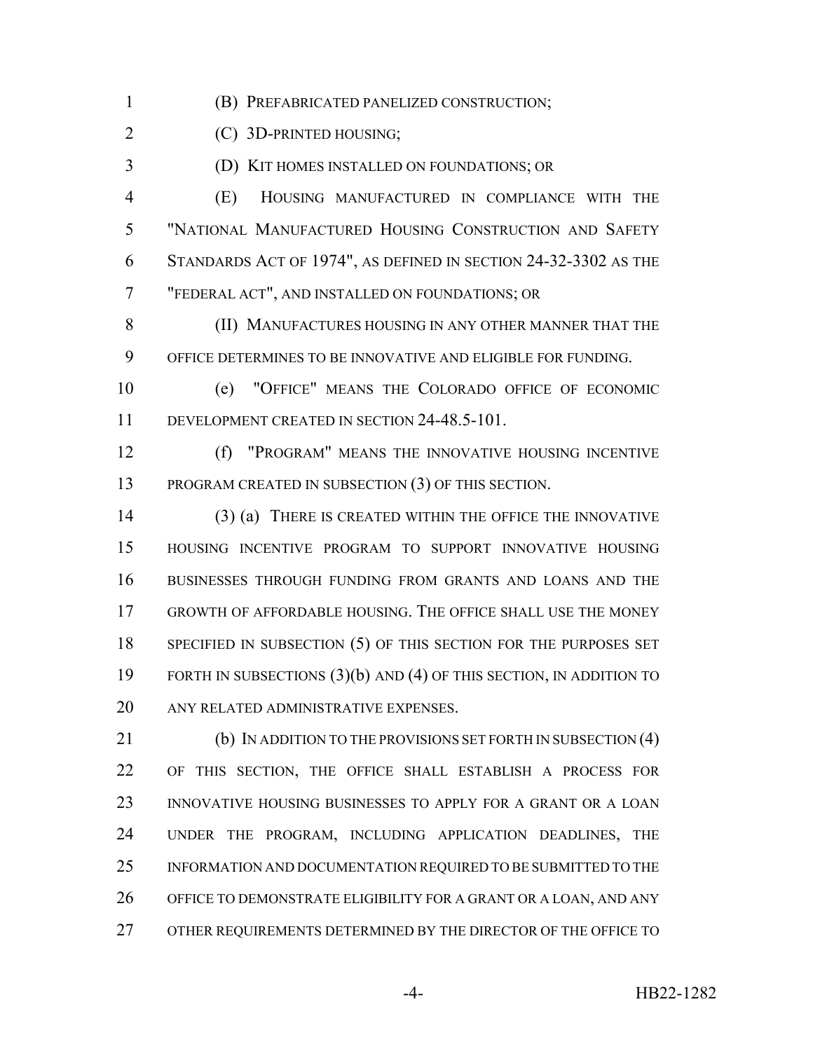(B) PREFABRICATED PANELIZED CONSTRUCTION;

(C) 3D-PRINTED HOUSING;

(D) KIT HOMES INSTALLED ON FOUNDATIONS; OR

(E) HOUSING MANUFACTURED IN COMPLIANCE WITH THE "NATIONAL MANUFACTURED HOUSING CONSTRUCTION AND SAFETY STANDARDS ACT OF 1974", AS DEFINED IN SECTION 24-32-3302 AS THE "FEDERAL ACT", AND INSTALLED ON FOUNDATIONS; OR

(II) MANUFACTURES HOUSING IN ANY OTHER MANNER THAT THE OFFICE DETERMINES TO BE INNOVATIVE AND ELIGIBLE FOR FUNDING.

(e) "OFFICE" MEANS THE COLORADO OFFICE OF ECONOMIC DEVELOPMENT CREATED IN SECTION 24-48.5-101.

(f) "PROGRAM" MEANS THE INNOVATIVE HOUSING INCENTIVE PROGRAM CREATED IN SUBSECTION (3) OF THIS SECTION.

(3) (a) THERE IS CREATED WITHIN THE OFFICE THE INNOVATIVE HOUSING INCENTIVE PROGRAM TO SUPPORT INNOVATIVE HOUSING BUSINESSES THROUGH FUNDING FROM GRANTS AND LOANS AND THE GROWTH OF AFFORDABLE HOUSING. THE OFFICE SHALL USE THE MONEY SPECIFIED IN SUBSECTION (5) OF THIS SECTION FOR THE PURPOSES SET FORTH IN SUBSECTIONS (3)(b) AND (4) OF THIS SECTION, IN ADDITION TO ANY RELATED ADMINISTRATIVE EXPENSES.

(b) IN ADDITION TO THE PROVISIONS SET FORTH IN SUBSECTION (4) OF THIS SECTION, THE OFFICE SHALL ESTABLISH A PROCESS FOR INNOVATIVE HOUSING BUSINESSES TO APPLY FOR A GRANT OR A LOAN UNDER THE PROGRAM, INCLUDING APPLICATION DEADLINES, THE INFORMATION AND DOCUMENTATION REQUIRED TO BE SUBMITTED TO THE OFFICE TO DEMONSTRATE ELIGIBILITY FOR A GRANT OR A LOAN, AND ANY OTHER REQUIREMENTS DETERMINED BY THE DIRECTOR OF THE OFFICE TO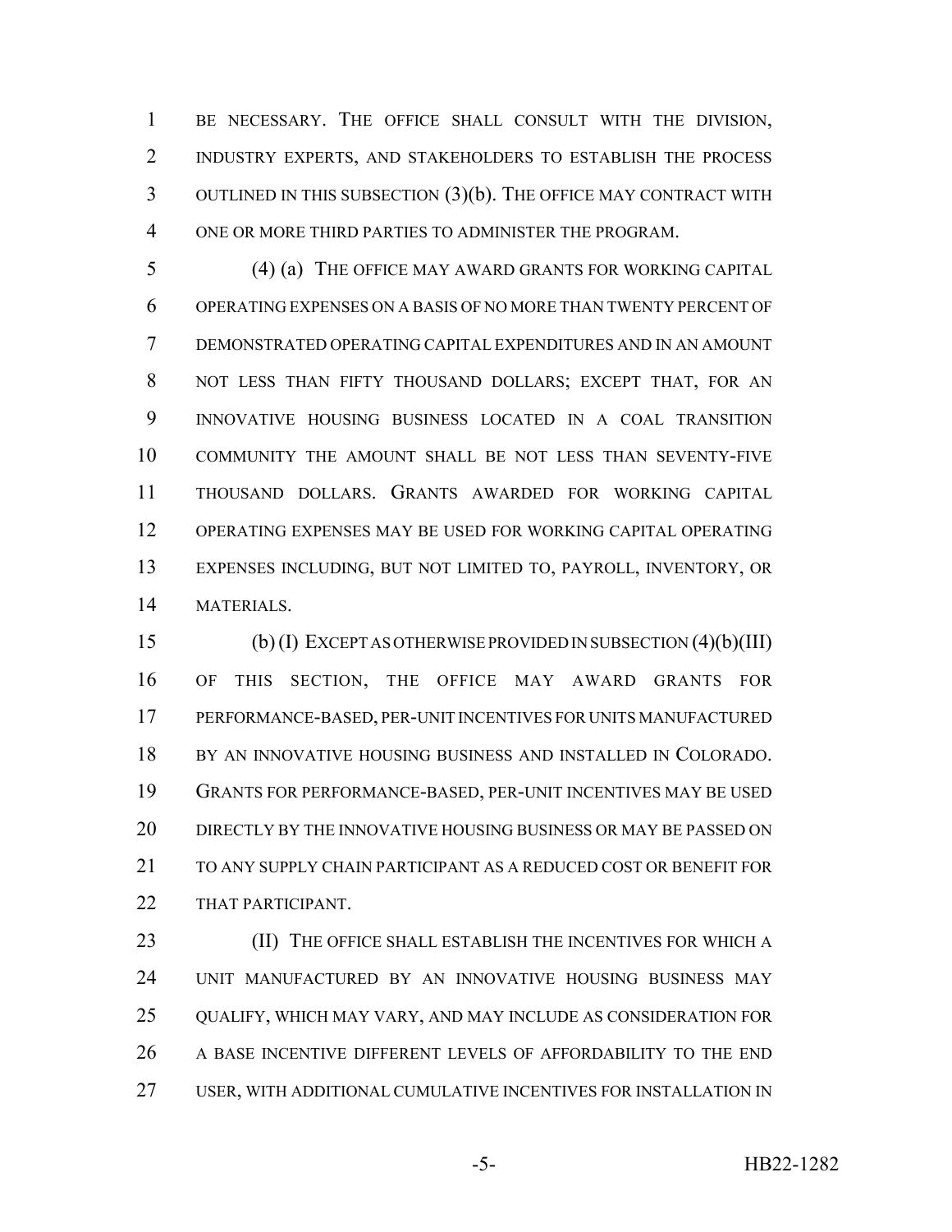BE NECESSARY. THE OFFICE SHALL CONSULT WITH THE DIVISION, INDUSTRY EXPERTS, AND STAKEHOLDERS TO ESTABLISH THE PROCESS OUTLINED IN THIS SUBSECTION (3)(b). THE OFFICE MAY CONTRACT WITH ONE OR MORE THIRD PARTIES TO ADMINISTER THE PROGRAM.

(4) (a) THE OFFICE MAY AWARD GRANTS FOR WORKING CAPITAL OPERATING EXPENSES ON A BASIS OF NO MORE THAN TWENTY PERCENT OF DEMONSTRATED OPERATING CAPITAL EXPENDITURES AND IN AN AMOUNT NOT LESS THAN FIFTY THOUSAND DOLLARS; EXCEPT THAT, FOR AN INNOVATIVE HOUSING BUSINESS LOCATED IN A COAL TRANSITION COMMUNITY THE AMOUNT SHALL BE NOT LESS THAN SEVENTY-FIVE THOUSAND DOLLARS. GRANTS AWARDED FOR WORKING CAPITAL OPERATING EXPENSES MAY BE USED FOR WORKING CAPITAL OPERATING EXPENSES INCLUDING, BUT NOT LIMITED TO, PAYROLL, INVENTORY, OR MATERIALS.

(b) (I) EXCEPT AS OTHERWISE PROVIDED IN SUBSECTION (4)(b)(III) OF THIS SECTION, THE OFFICE MAY AWARD GRANTS FOR PERFORMANCE-BASED, PER-UNIT INCENTIVES FOR UNITS MANUFACTURED BY AN INNOVATIVE HOUSING BUSINESS AND INSTALLED IN COLORADO. GRANTS FOR PERFORMANCE-BASED, PER-UNIT INCENTIVES MAY BE USED DIRECTLY BY THE INNOVATIVE HOUSING BUSINESS OR MAY BE PASSED ON TO ANY SUPPLY CHAIN PARTICIPANT AS A REDUCED COST OR BENEFIT FOR THAT PARTICIPANT.

(II) THE OFFICE SHALL ESTABLISH THE INCENTIVES FOR WHICH A UNIT MANUFACTURED BY AN INNOVATIVE HOUSING BUSINESS MAY QUALIFY, WHICH MAY VARY, AND MAY INCLUDE AS CONSIDERATION FOR A BASE INCENTIVE DIFFERENT LEVELS OF AFFORDABILITY TO THE END USER, WITH ADDITIONAL CUMULATIVE INCENTIVES FOR INSTALLATION IN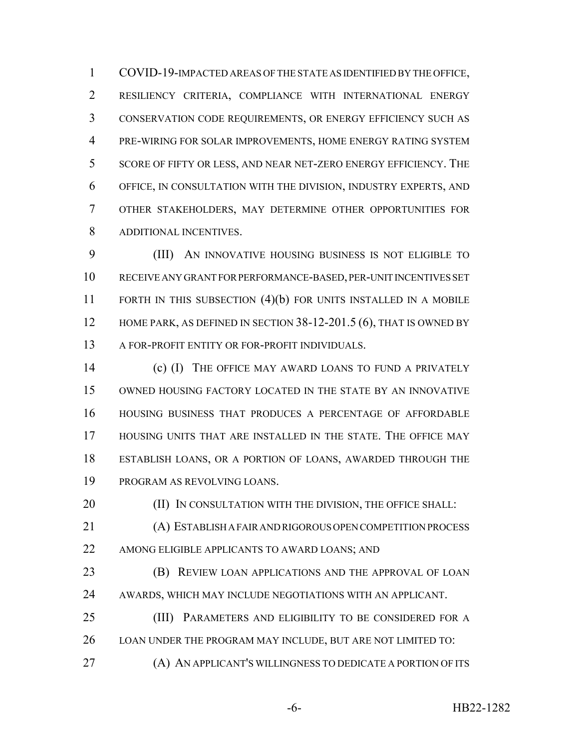COVID-19-IMPACTED AREAS OF THE STATE AS IDENTIFIED BY THE OFFICE, RESILIENCY CRITERIA, COMPLIANCE WITH INTERNATIONAL ENERGY CONSERVATION CODE REQUIREMENTS, OR ENERGY EFFICIENCY SUCH AS PRE-WIRING FOR SOLAR IMPROVEMENTS, HOME ENERGY RATING SYSTEM SCORE OF FIFTY OR LESS, AND NEAR NET-ZERO ENERGY EFFICIENCY. THE OFFICE, IN CONSULTATION WITH THE DIVISION, INDUSTRY EXPERTS, AND OTHER STAKEHOLDERS, MAY DETERMINE OTHER OPPORTUNITIES FOR ADDITIONAL INCENTIVES.

(III) AN INNOVATIVE HOUSING BUSINESS IS NOT ELIGIBLE TO RECEIVE ANY GRANT FOR PERFORMANCE-BASED, PER-UNIT INCENTIVES SET FORTH IN THIS SUBSECTION (4)(b) FOR UNITS INSTALLED IN A MOBILE HOME PARK, AS DEFINED IN SECTION 38-12-201.5 (6), THAT IS OWNED BY A FOR-PROFIT ENTITY OR FOR-PROFIT INDIVIDUALS.

(c) (I) THE OFFICE MAY AWARD LOANS TO FUND A PRIVATELY OWNED HOUSING FACTORY LOCATED IN THE STATE BY AN INNOVATIVE HOUSING BUSINESS THAT PRODUCES A PERCENTAGE OF AFFORDABLE HOUSING UNITS THAT ARE INSTALLED IN THE STATE. THE OFFICE MAY ESTABLISH LOANS, OR A PORTION OF LOANS, AWARDED THROUGH THE PROGRAM AS REVOLVING LOANS.

(II) IN CONSULTATION WITH THE DIVISION, THE OFFICE SHALL:

(A) ESTABLISH A FAIR AND RIGOROUS OPEN COMPETITION PROCESS AMONG ELIGIBLE APPLICANTS TO AWARD LOANS; AND

(B) REVIEW LOAN APPLICATIONS AND THE APPROVAL OF LOAN AWARDS, WHICH MAY INCLUDE NEGOTIATIONS WITH AN APPLICANT.

(III) PARAMETERS AND ELIGIBILITY TO BE CONSIDERED FOR A LOAN UNDER THE PROGRAM MAY INCLUDE, BUT ARE NOT LIMITED TO:

(A) AN APPLICANT'S WILLINGNESS TO DEDICATE A PORTION OF ITS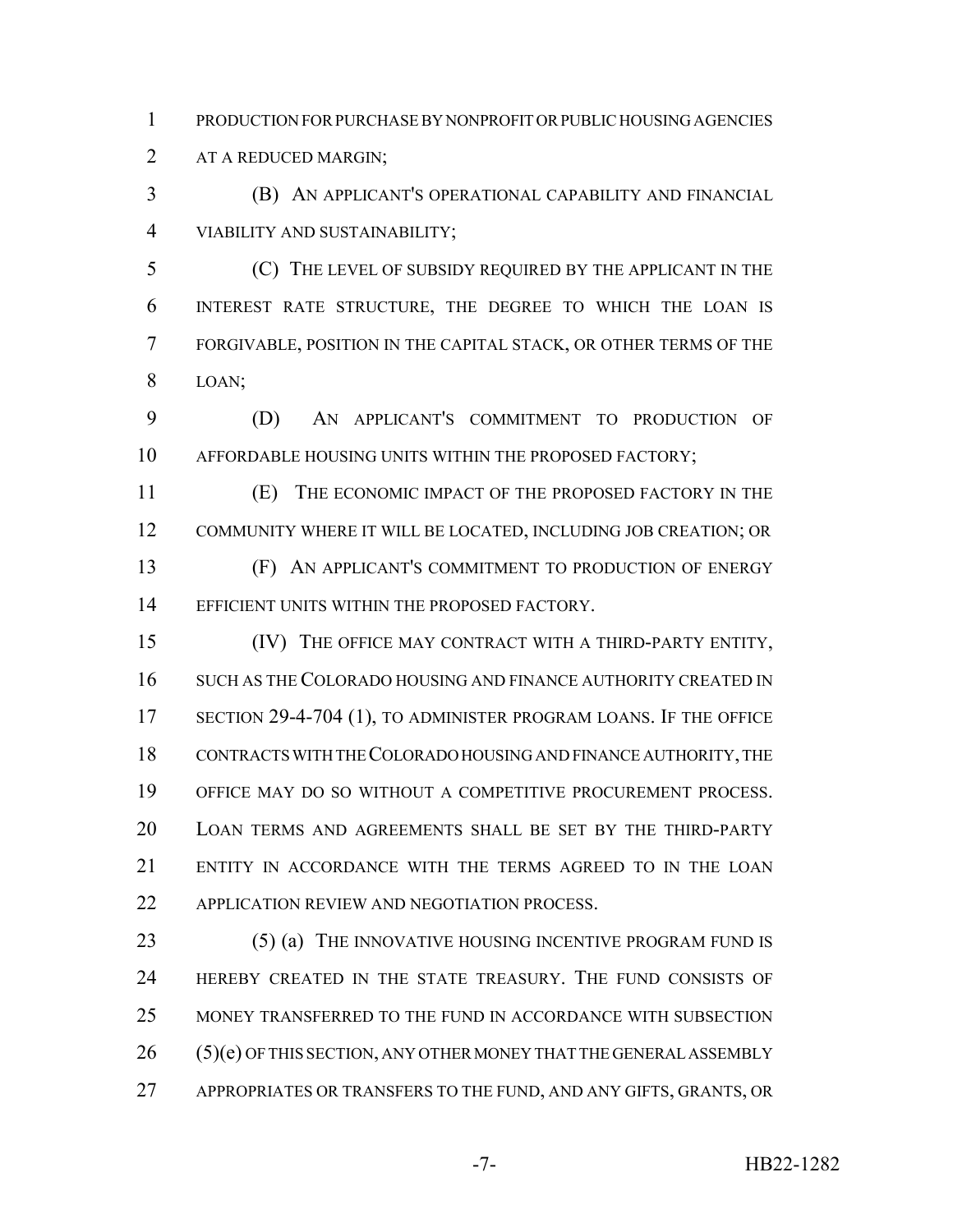PRODUCTION FOR PURCHASE BY NONPROFIT OR PUBLIC HOUSING AGENCIES AT A REDUCED MARGIN;

(B) AN APPLICANT'S OPERATIONAL CAPABILITY AND FINANCIAL VIABILITY AND SUSTAINABILITY;

(C) THE LEVEL OF SUBSIDY REQUIRED BY THE APPLICANT IN THE INTEREST RATE STRUCTURE, THE DEGREE TO WHICH THE LOAN IS FORGIVABLE, POSITION IN THE CAPITAL STACK, OR OTHER TERMS OF THE LOAN;

(D) AN APPLICANT'S COMMITMENT TO PRODUCTION OF AFFORDABLE HOUSING UNITS WITHIN THE PROPOSED FACTORY;

(E) THE ECONOMIC IMPACT OF THE PROPOSED FACTORY IN THE COMMUNITY WHERE IT WILL BE LOCATED, INCLUDING JOB CREATION; OR

(F) AN APPLICANT'S COMMITMENT TO PRODUCTION OF ENERGY EFFICIENT UNITS WITHIN THE PROPOSED FACTORY.

(IV) THE OFFICE MAY CONTRACT WITH A THIRD-PARTY ENTITY, SUCH AS THE COLORADO HOUSING AND FINANCE AUTHORITY CREATED IN SECTION 29-4-704 (1), TO ADMINISTER PROGRAM LOANS. IF THE OFFICE CONTRACTS WITH THE COLORADO HOUSING AND FINANCE AUTHORITY, THE OFFICE MAY DO SO WITHOUT A COMPETITIVE PROCUREMENT PROCESS. LOAN TERMS AND AGREEMENTS SHALL BE SET BY THE THIRD-PARTY ENTITY IN ACCORDANCE WITH THE TERMS AGREED TO IN THE LOAN APPLICATION REVIEW AND NEGOTIATION PROCESS.

(5) (a) THE INNOVATIVE HOUSING INCENTIVE PROGRAM FUND IS HEREBY CREATED IN THE STATE TREASURY. THE FUND CONSISTS OF MONEY TRANSFERRED TO THE FUND IN ACCORDANCE WITH SUBSECTION (5)(e) OF THIS SECTION, ANY OTHER MONEY THAT THE GENERAL ASSEMBLY APPROPRIATES OR TRANSFERS TO THE FUND, AND ANY GIFTS, GRANTS, OR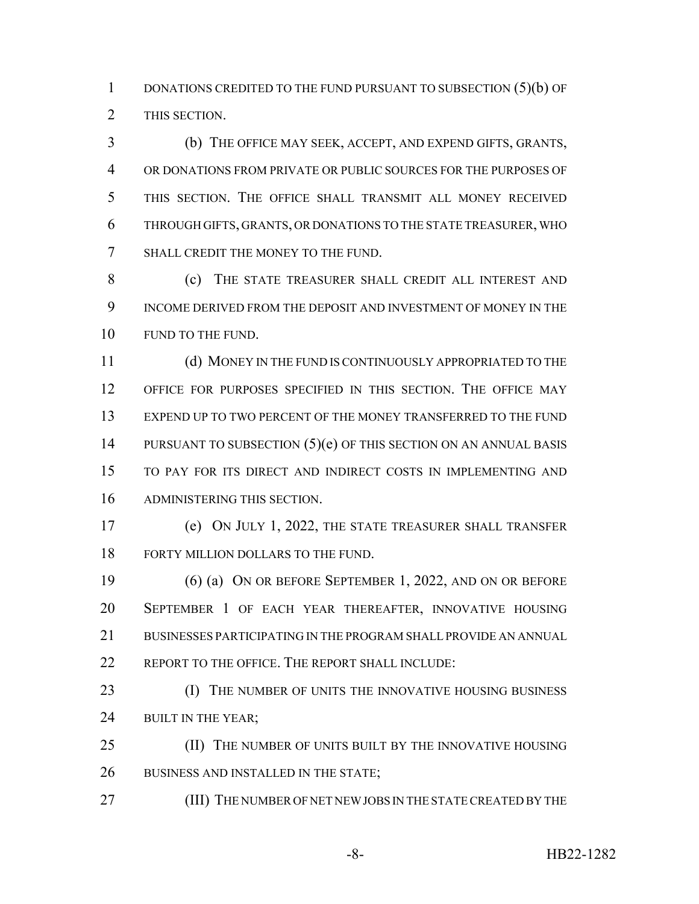DONATIONS CREDITED TO THE FUND PURSUANT TO SUBSECTION (5)(b) OF THIS SECTION.

(b) THE OFFICE MAY SEEK, ACCEPT, AND EXPEND GIFTS, GRANTS, OR DONATIONS FROM PRIVATE OR PUBLIC SOURCES FOR THE PURPOSES OF THIS SECTION. THE OFFICE SHALL TRANSMIT ALL MONEY RECEIVED THROUGH GIFTS, GRANTS, OR DONATIONS TO THE STATE TREASURER, WHO SHALL CREDIT THE MONEY TO THE FUND.

(c) THE STATE TREASURER SHALL CREDIT ALL INTEREST AND INCOME DERIVED FROM THE DEPOSIT AND INVESTMENT OF MONEY IN THE FUND TO THE FUND.

(d) MONEY IN THE FUND IS CONTINUOUSLY APPROPRIATED TO THE OFFICE FOR PURPOSES SPECIFIED IN THIS SECTION. THE OFFICE MAY EXPEND UP TO TWO PERCENT OF THE MONEY TRANSFERRED TO THE FUND PURSUANT TO SUBSECTION (5)(e) OF THIS SECTION ON AN ANNUAL BASIS TO PAY FOR ITS DIRECT AND INDIRECT COSTS IN IMPLEMENTING AND ADMINISTERING THIS SECTION.

(e) ON JULY 1, 2022, THE STATE TREASURER SHALL TRANSFER FORTY MILLION DOLLARS TO THE FUND.

(6) (a) ON OR BEFORE SEPTEMBER 1, 2022, AND ON OR BEFORE SEPTEMBER 1 OF EACH YEAR THEREAFTER, INNOVATIVE HOUSING BUSINESSES PARTICIPATING IN THE PROGRAM SHALL PROVIDE AN ANNUAL REPORT TO THE OFFICE. THE REPORT SHALL INCLUDE:

(I) THE NUMBER OF UNITS THE INNOVATIVE HOUSING BUSINESS BUILT IN THE YEAR;

(II) THE NUMBER OF UNITS BUILT BY THE INNOVATIVE HOUSING BUSINESS AND INSTALLED IN THE STATE;

(III) THE NUMBER OF NET NEW JOBS IN THE STATE CREATED BY THE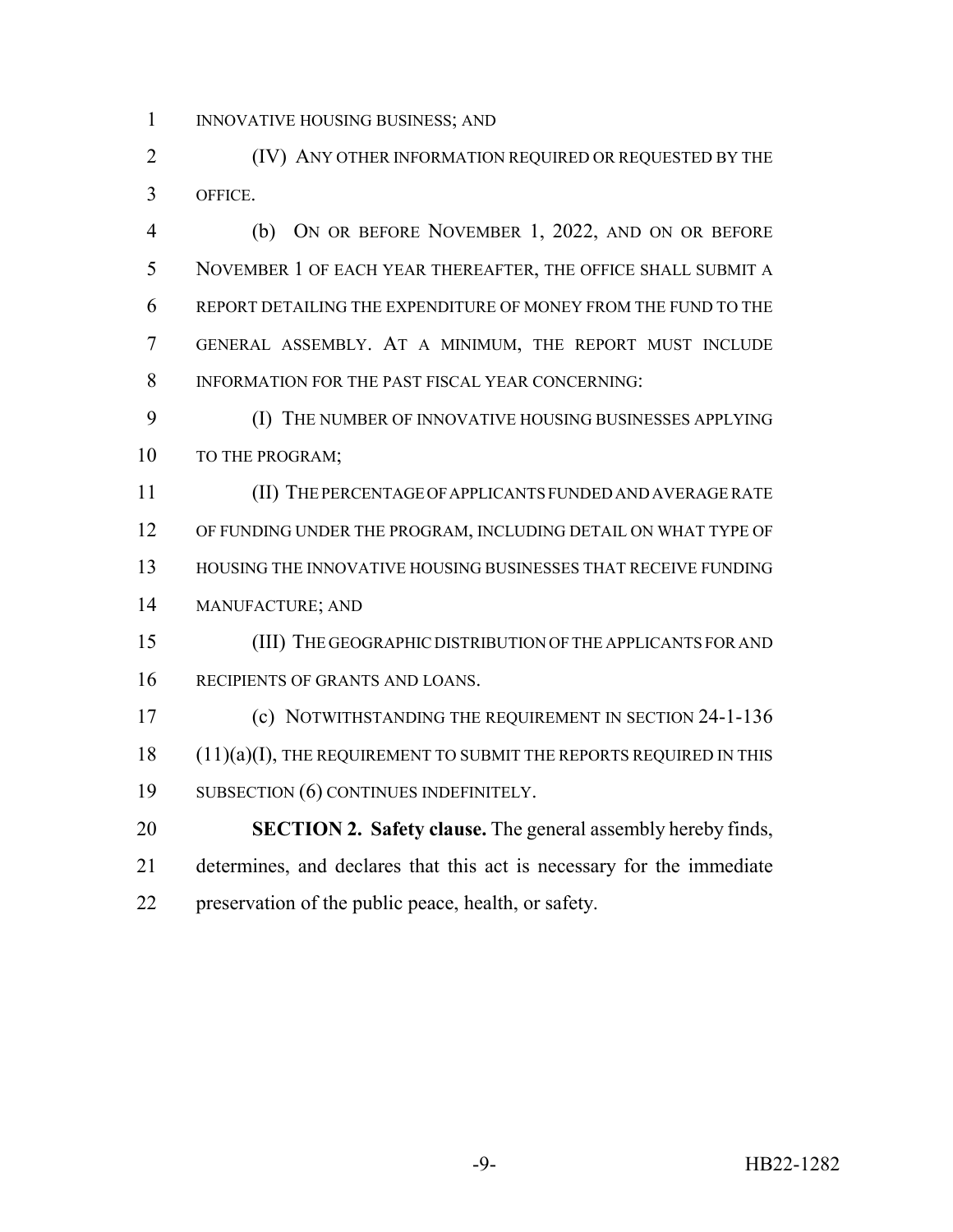INNOVATIVE HOUSING BUSINESS; AND

(IV) ANY OTHER INFORMATION REQUIRED OR REQUESTED BY THE OFFICE.

(b) ON OR BEFORE NOVEMBER 1, 2022, AND ON OR BEFORE NOVEMBER 1 OF EACH YEAR THEREAFTER, THE OFFICE SHALL SUBMIT A REPORT DETAILING THE EXPENDITURE OF MONEY FROM THE FUND TO THE GENERAL ASSEMBLY. AT A MINIMUM, THE REPORT MUST INCLUDE INFORMATION FOR THE PAST FISCAL YEAR CONCERNING:

(I) THE NUMBER OF INNOVATIVE HOUSING BUSINESSES APPLYING TO THE PROGRAM;

(II) THE PERCENTAGE OF APPLICANTS FUNDED AND AVERAGE RATE OF FUNDING UNDER THE PROGRAM, INCLUDING DETAIL ON WHAT TYPE OF HOUSING THE INNOVATIVE HOUSING BUSINESSES THAT RECEIVE FUNDING MANUFACTURE; AND

(III) THE GEOGRAPHIC DISTRIBUTION OF THE APPLICANTS FOR AND RECIPIENTS OF GRANTS AND LOANS.

(c) NOTWITHSTANDING THE REQUIREMENT IN SECTION 24-1-136 (11)(a)(I), THE REQUIREMENT TO SUBMIT THE REPORTS REQUIRED IN THIS SUBSECTION (6) CONTINUES INDEFINITELY.

**SECTION 2. Safety clause.** The general assembly hereby finds, determines, and declares that this act is necessary for the immediate preservation of the public peace, health, or safety.